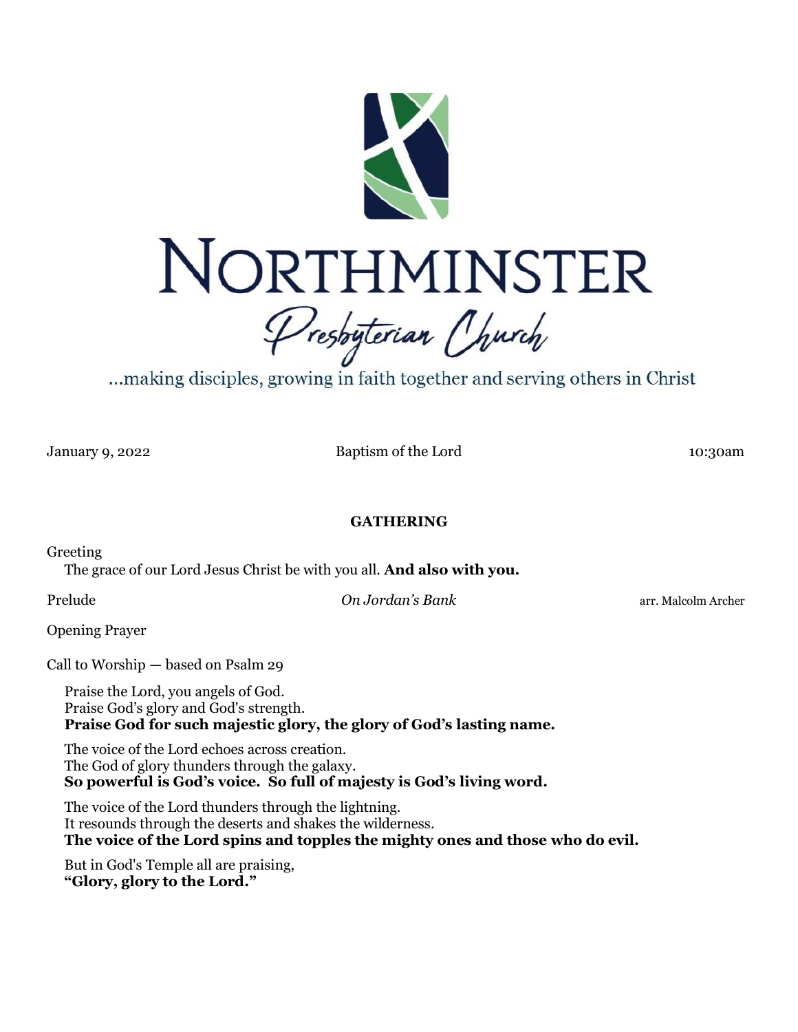# NORTHMINSTER
## Presbyterian Church

...making disciples, growing in faith together and serving others in Christ

January 9, 2022 Baptism of the Lord 10:30am

### GATHERING

Greeting

The grace of our Lord Jesus Christ be with you all. **And also with you.**

Prelude *On Jordan's Bank* arr. Malcolm Archer

Opening Prayer

Call to Worship — based on Psalm 29

Praise the Lord, you angels of God.
Praise God's glory and God's strength.
**Praise God for such majestic glory, the glory of God's lasting name.**

The voice of the Lord echoes across creation.
The God of glory thunders through the galaxy.
**So powerful is God's voice. So full of majesty is God's living word.**

The voice of the Lord thunders through the lightning.
It resounds through the deserts and shakes the wilderness.
**The voice of the Lord spins and topples the mighty ones and those who do evil.**

But in God's Temple all are praising,
**"Glory, glory to the Lord."**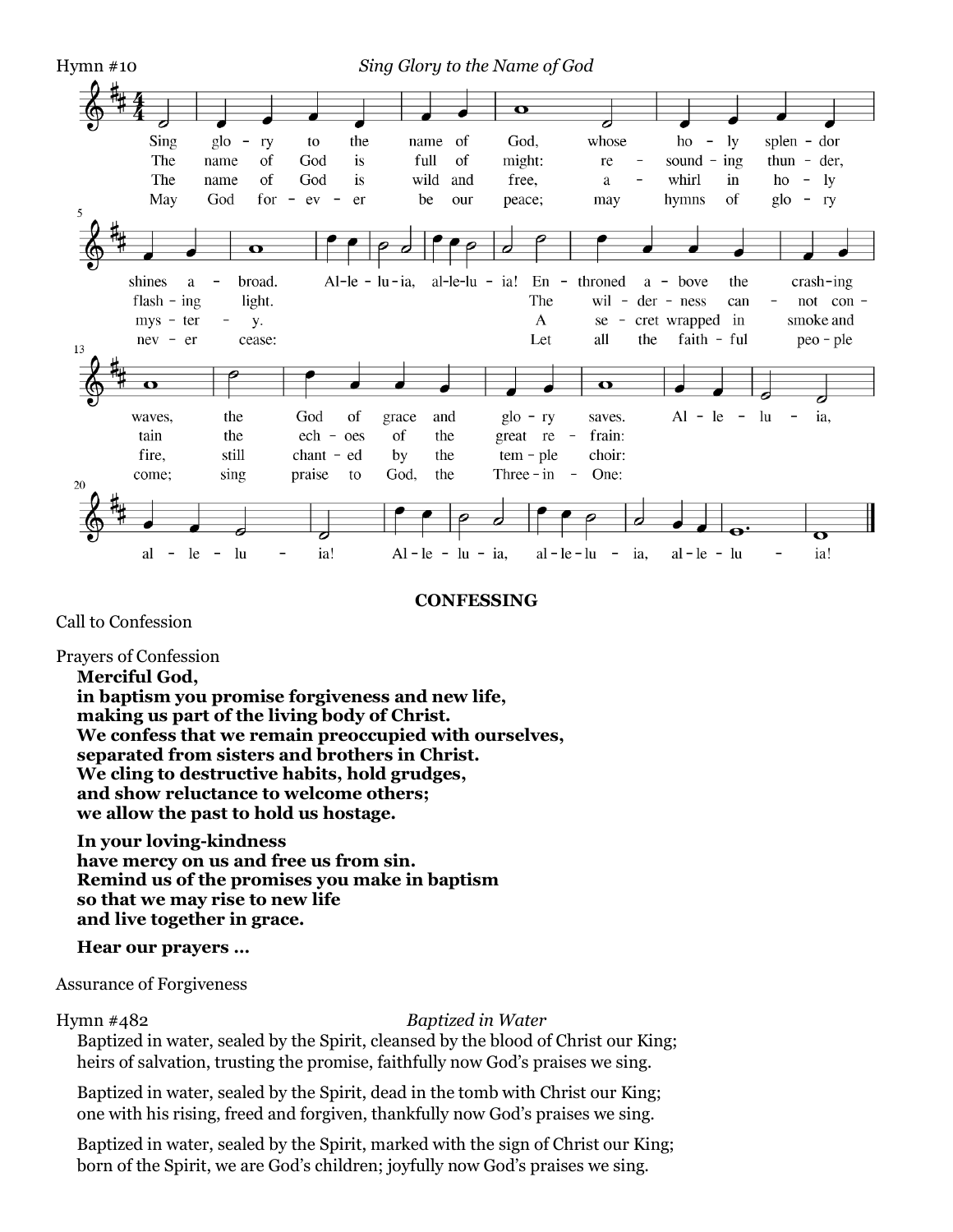Hymn #10 *Sing Glory to the Name of God*

1. Sing glory to the name of God, whose holy splendor shines abroad. Alleluia, alleluia! Enthroned above the crashing waves, the God of grace and glory saves. Alleluia, alleluia! Alleluia, alleluia, alleluia!

2. The name of God is full of might: resounding thunder, flashing light. The wilderness cannot contain the echoes of the great refrain:

3. The name of God is wild and free, awhirl in holy mystery. A secret wrapped in smoke and fire, still chanted by the temple choir:

4. May God forever be our peace; may hymns of glory never cease: Let all the faithful people come; sing praise to God, the Three-in-One:

**CONFESSING**

Call to Confession

Prayers of Confession

**Merciful God,**
**in baptism you promise forgiveness and new life,**
**making us part of the living body of Christ.**
**We confess that we remain preoccupied with ourselves,**
**separated from sisters and brothers in Christ.**
**We cling to destructive habits, hold grudges,**
**and show reluctance to welcome others;**
**we allow the past to hold us hostage.**

**In your loving-kindness**
**have mercy on us and free us from sin.**
**Remind us of the promises you make in baptism**
**so that we may rise to new life**
**and live together in grace.**

**Hear our prayers …**

Assurance of Forgiveness

Hymn #482 *Baptized in Water*

Baptized in water, sealed by the Spirit, cleansed by the blood of Christ our King;
heirs of salvation, trusting the promise, faithfully now God's praises we sing.

Baptized in water, sealed by the Spirit, dead in the tomb with Christ our King;
one with his rising, freed and forgiven, thankfully now God's praises we sing.

Baptized in water, sealed by the Spirit, marked with the sign of Christ our King;
born of the Spirit, we are God's children; joyfully now God's praises we sing.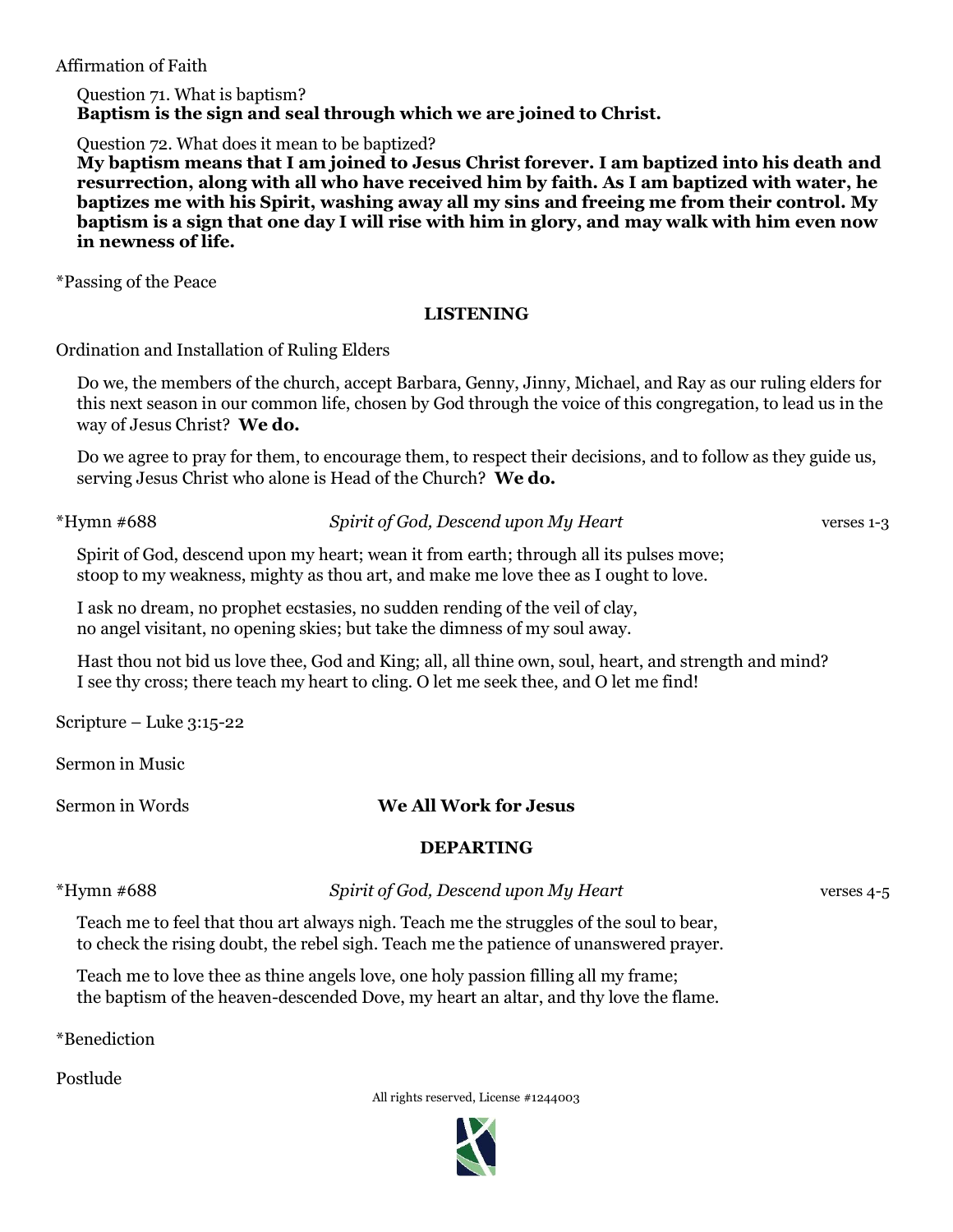Affirmation of Faith

Question 71. What is baptism?
**Baptism is the sign and seal through which we are joined to Christ.**

Question 72. What does it mean to be baptized?
**My baptism means that I am joined to Jesus Christ forever. I am baptized into his death and resurrection, along with all who have received him by faith. As I am baptized with water, he baptizes me with his Spirit, washing away all my sins and freeing me from their control. My baptism is a sign that one day I will rise with him in glory, and may walk with him even now in newness of life.**

*Passing of the Peace

## LISTENING

Ordination and Installation of Ruling Elders

Do we, the members of the church, accept Barbara, Genny, Jinny, Michael, and Ray as our ruling elders for this next season in our common life, chosen by God through the voice of this congregation, to lead us in the way of Jesus Christ? **We do.**

Do we agree to pray for them, to encourage them, to respect their decisions, and to follow as they guide us, serving Jesus Christ who alone is Head of the Church? **We do.**

*Hymn #688 — *Spirit of God, Descend upon My Heart* — verses 1-3

Spirit of God, descend upon my heart; wean it from earth; through all its pulses move;
stoop to my weakness, mighty as thou art, and make me love thee as I ought to love.

I ask no dream, no prophet ecstasies, no sudden rending of the veil of clay,
no angel visitant, no opening skies; but take the dimness of my soul away.

Hast thou not bid us love thee, God and King; all, all thine own, soul, heart, and strength and mind?
I see thy cross; there teach my heart to cling. O let me seek thee, and O let me find!

Scripture – Luke 3:15-22

Sermon in Music

Sermon in Words — **We All Work for Jesus**

## DEPARTING

*Hymn #688 — *Spirit of God, Descend upon My Heart* — verses 4-5

Teach me to feel that thou art always nigh. Teach me the struggles of the soul to bear,
to check the rising doubt, the rebel sigh. Teach me the patience of unanswered prayer.

Teach me to love thee as thine angels love, one holy passion filling all my frame;
the baptism of the heaven-descended Dove, my heart an altar, and thy love the flame.

*Benediction

Postlude

All rights reserved, License #1244003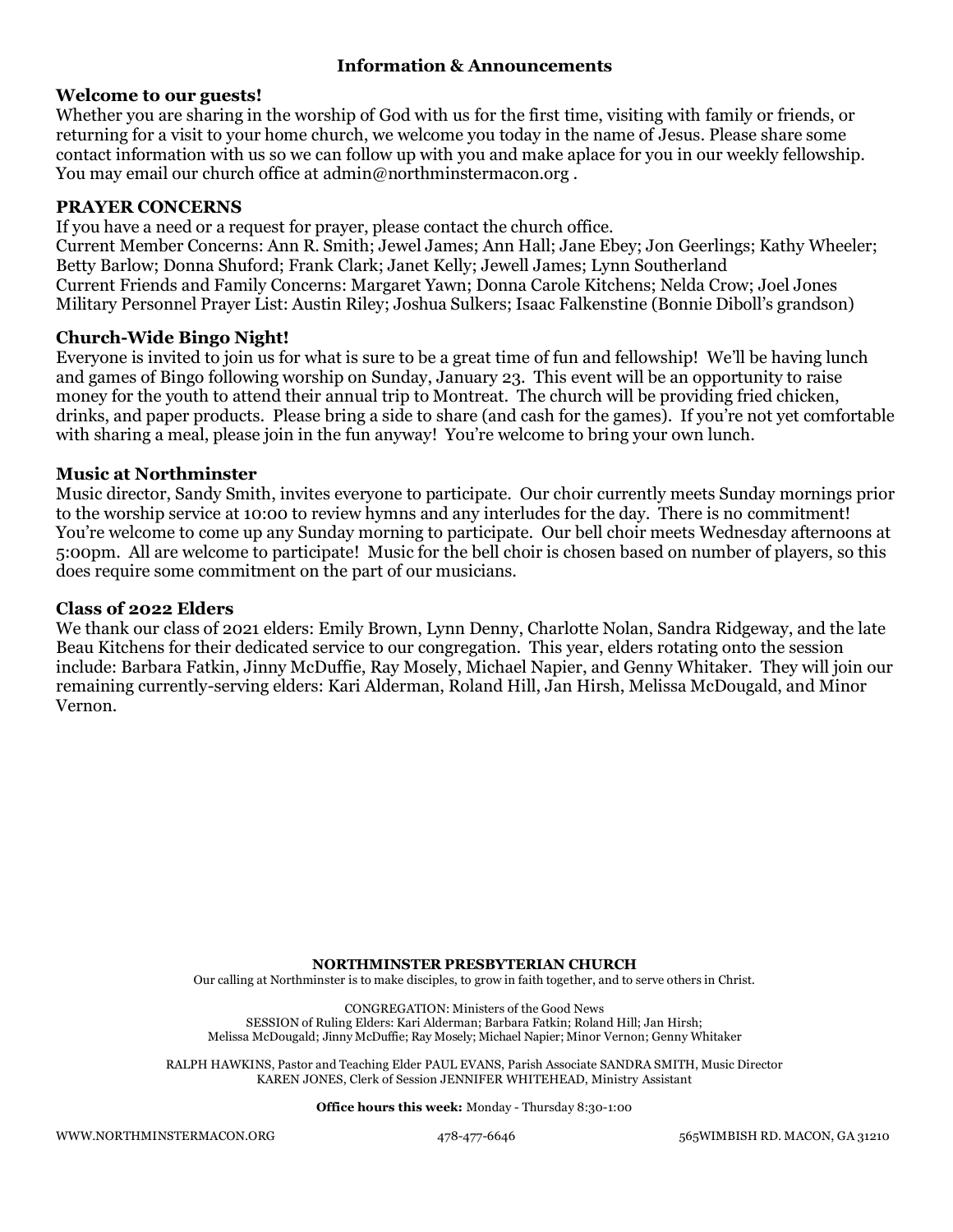## Information & Announcements

### Welcome to our guests!

Whether you are sharing in the worship of God with us for the first time, visiting with family or friends, or returning for a visit to your home church, we welcome you today in the name of Jesus. Please share some contact information with us so we can follow up with you and make aplace for you in our weekly fellowship. You may email our church office at admin@northminstermacon.org .

### PRAYER CONCERNS

If you have a need or a request for prayer, please contact the church office.
Current Member Concerns: Ann R. Smith; Jewel James; Ann Hall; Jane Ebey; Jon Geerlings; Kathy Wheeler; Betty Barlow; Donna Shuford; Frank Clark; Janet Kelly; Jewell James; Lynn Southerland
Current Friends and Family Concerns: Margaret Yawn; Donna Carole Kitchens; Nelda Crow; Joel Jones
Military Personnel Prayer List: Austin Riley; Joshua Sulkers; Isaac Falkenstine (Bonnie Diboll's grandson)

### Church-Wide Bingo Night!

Everyone is invited to join us for what is sure to be a great time of fun and fellowship! We'll be having lunch and games of Bingo following worship on Sunday, January 23. This event will be an opportunity to raise money for the youth to attend their annual trip to Montreat. The church will be providing fried chicken, drinks, and paper products. Please bring a side to share (and cash for the games). If you're not yet comfortable with sharing a meal, please join in the fun anyway! You're welcome to bring your own lunch.

### Music at Northminster

Music director, Sandy Smith, invites everyone to participate. Our choir currently meets Sunday mornings prior to the worship service at 10:00 to review hymns and any interludes for the day. There is no commitment! You're welcome to come up any Sunday morning to participate. Our bell choir meets Wednesday afternoons at 5:00pm. All are welcome to participate! Music for the bell choir is chosen based on number of players, so this does require some commitment on the part of our musicians.

### Class of 2022 Elders

We thank our class of 2021 elders: Emily Brown, Lynn Denny, Charlotte Nolan, Sandra Ridgeway, and the late Beau Kitchens for their dedicated service to our congregation. This year, elders rotating onto the session include: Barbara Fatkin, Jinny McDuffie, Ray Mosely, Michael Napier, and Genny Whitaker. They will join our remaining currently-serving elders: Kari Alderman, Roland Hill, Jan Hirsh, Melissa McDougald, and Minor Vernon.

**NORTHMINSTER PRESBYTERIAN CHURCH**

Our calling at Northminster is to make disciples, to grow in faith together, and to serve others in Christ.

CONGREGATION: Ministers of the Good News
SESSION of Ruling Elders: Kari Alderman; Barbara Fatkin; Roland Hill; Jan Hirsh; Melissa McDougald; Jinny McDuffie; Ray Mosely; Michael Napier; Minor Vernon; Genny Whitaker

RALPH HAWKINS, Pastor and Teaching Elder PAUL EVANS, Parish Associate SANDRA SMITH, Music Director
KAREN JONES, Clerk of Session JENNIFER WHITEHEAD, Ministry Assistant

**Office hours this week:** Monday - Thursday 8:30-1:00

WWW.NORTHMINSTERMACON.ORG 478-477-6646 565WIMBISH RD. MACON, GA 31210